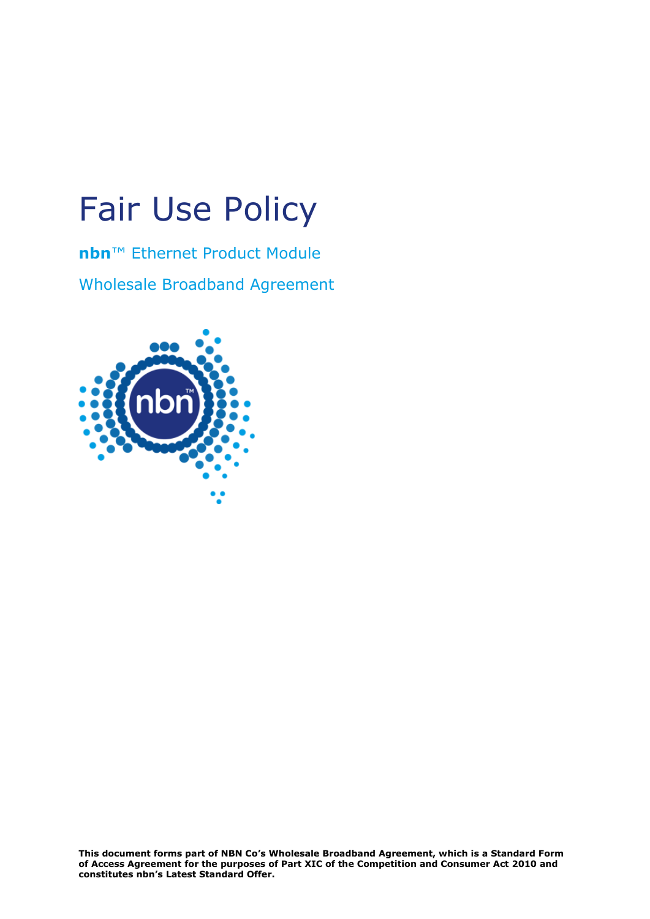# Fair Use Policy

**nbn**™ Ethernet Product Module

Wholesale Broadband Agreement

**This document forms part of NBN Co's Wholesale Broadband Agreement, which is a Standard Form of Access Agreement for the purposes of Part XIC of the Competition and Consumer Act 2010 and constitutes nbn's Latest Standard Offer.**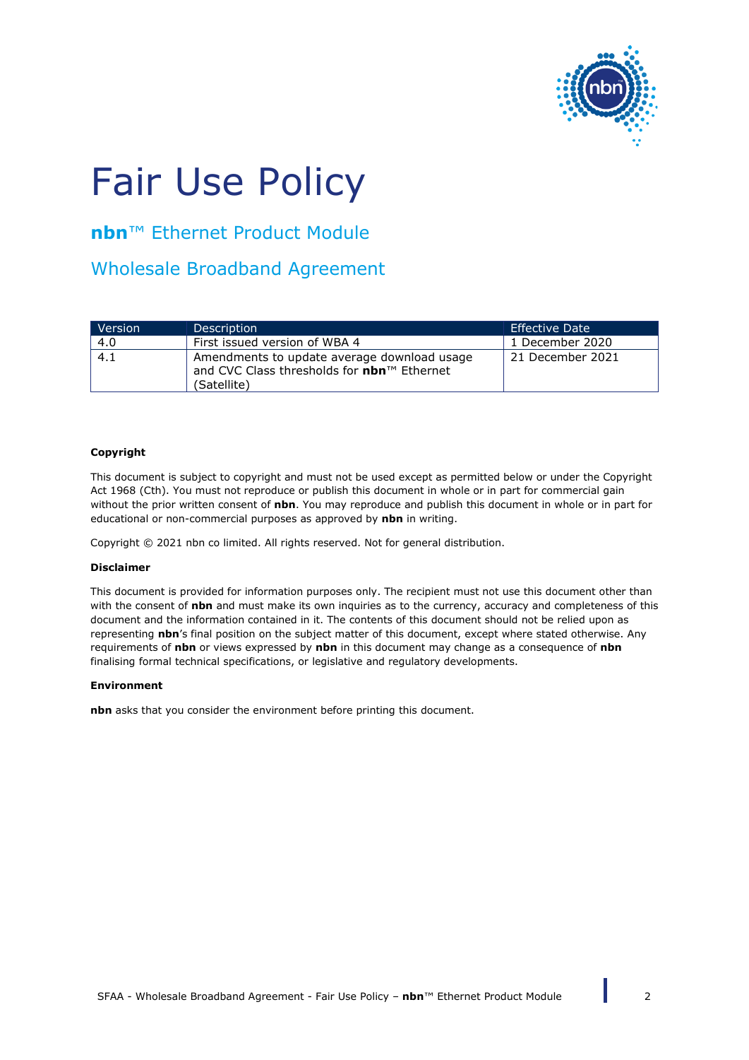# Fair Use Policy

## **nbn**™ Ethernet Product Module

## Wholesale Broadband Agreement

| Version | Description | Effective Date |
|---|---|---|
| 4.0 | First issued version of WBA 4 | 1 December 2020 |
| 4.1 | Amendments to update average download usage and CVC Class thresholds for **nbn**™ Ethernet (Satellite) | 21 December 2021 |

**Copyright**

This document is subject to copyright and must not be used except as permitted below or under the Copyright Act 1968 (Cth). You must not reproduce or publish this document in whole or in part for commercial gain without the prior written consent of **nbn**. You may reproduce and publish this document in whole or in part for educational or non-commercial purposes as approved by **nbn** in writing.

Copyright © 2021 nbn co limited. All rights reserved. Not for general distribution.

**Disclaimer**

This document is provided for information purposes only. The recipient must not use this document other than with the consent of **nbn** and must make its own inquiries as to the currency, accuracy and completeness of this document and the information contained in it. The contents of this document should not be relied upon as representing **nbn**'s final position on the subject matter of this document, except where stated otherwise. Any requirements of **nbn** or views expressed by **nbn** in this document may change as a consequence of **nbn** finalising formal technical specifications, or legislative and regulatory developments.

**Environment**

**nbn** asks that you consider the environment before printing this document.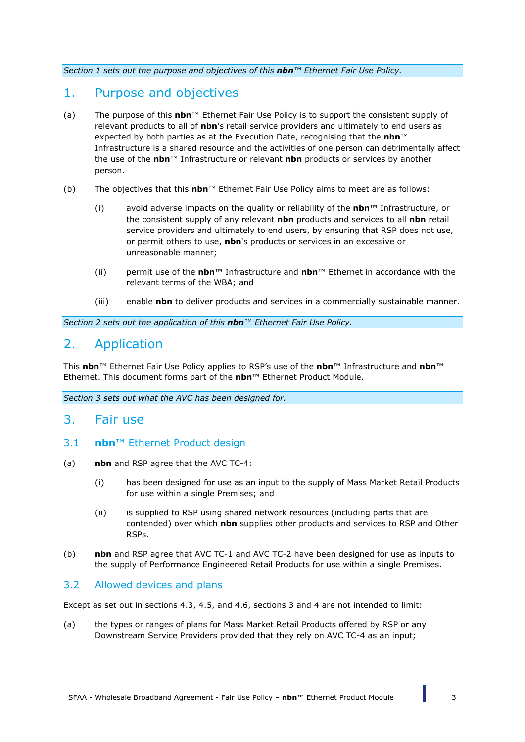*Section 1 sets out the purpose and objectives of this **nbn**™ Ethernet Fair Use Policy.*

# 1. Purpose and objectives

(a) The purpose of this **nbn**™ Ethernet Fair Use Policy is to support the consistent supply of relevant products to all of **nbn**'s retail service providers and ultimately to end users as expected by both parties as at the Execution Date, recognising that the **nbn**™ Infrastructure is a shared resource and the activities of one person can detrimentally affect the use of the **nbn**™ Infrastructure or relevant **nbn** products or services by another person.

(b) The objectives that this **nbn**™ Ethernet Fair Use Policy aims to meet are as follows:

(i) avoid adverse impacts on the quality or reliability of the **nbn**™ Infrastructure, or the consistent supply of any relevant **nbn** products and services to all **nbn** retail service providers and ultimately to end users, by ensuring that RSP does not use, or permit others to use, **nbn**'s products or services in an excessive or unreasonable manner;

(ii) permit use of the **nbn**™ Infrastructure and **nbn**™ Ethernet in accordance with the relevant terms of the WBA; and

(iii) enable **nbn** to deliver products and services in a commercially sustainable manner.

*Section 2 sets out the application of this **nbn**™ Ethernet Fair Use Policy.*

# 2. Application

This **nbn**™ Ethernet Fair Use Policy applies to RSP's use of the **nbn**™ Infrastructure and **nbn**™ Ethernet. This document forms part of the **nbn**™ Ethernet Product Module.

*Section 3 sets out what the AVC has been designed for.*

# 3. Fair use

## 3.1 nbn™ Ethernet Product design

(a) **nbn** and RSP agree that the AVC TC-4:

(i) has been designed for use as an input to the supply of Mass Market Retail Products for use within a single Premises; and

(ii) is supplied to RSP using shared network resources (including parts that are contended) over which **nbn** supplies other products and services to RSP and Other RSPs.

(b) **nbn** and RSP agree that AVC TC-1 and AVC TC-2 have been designed for use as inputs to the supply of Performance Engineered Retail Products for use within a single Premises.

## 3.2 Allowed devices and plans

Except as set out in sections 4.3, 4.5, and 4.6, sections 3 and 4 are not intended to limit:

(a) the types or ranges of plans for Mass Market Retail Products offered by RSP or any Downstream Service Providers provided that they rely on AVC TC-4 as an input;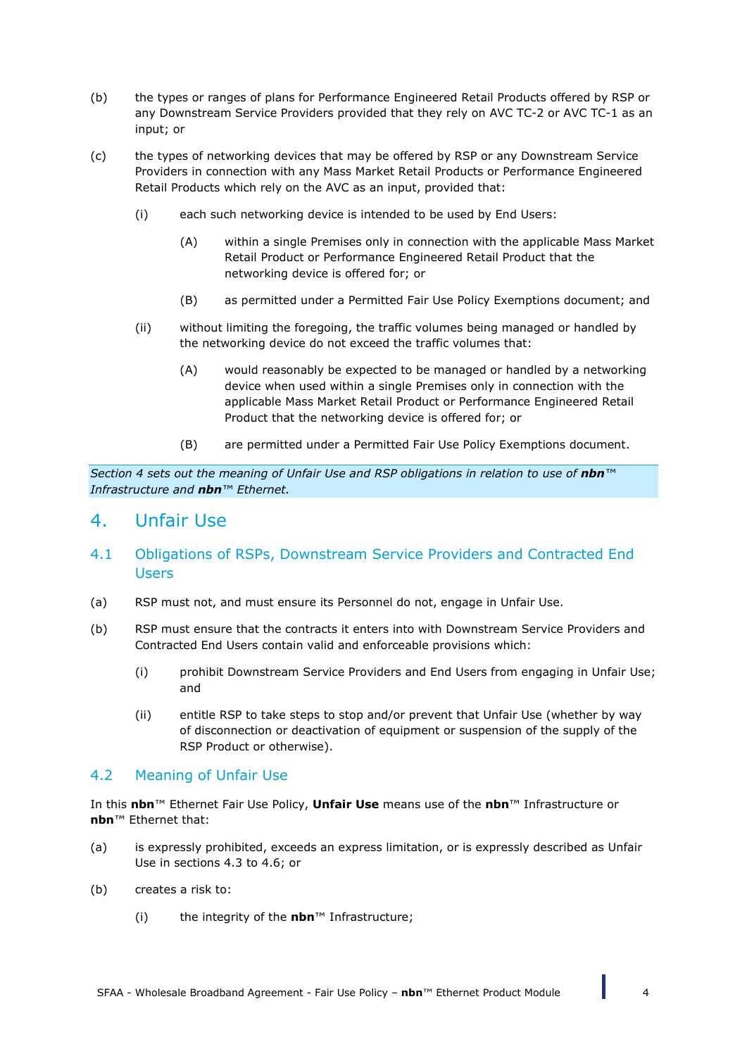(b) the types or ranges of plans for Performance Engineered Retail Products offered by RSP or any Downstream Service Providers provided that they rely on AVC TC-2 or AVC TC-1 as an input; or

(c) the types of networking devices that may be offered by RSP or any Downstream Service Providers in connection with any Mass Market Retail Products or Performance Engineered Retail Products which rely on the AVC as an input, provided that:

  (i) each such networking device is intended to be used by End Users:

    (A) within a single Premises only in connection with the applicable Mass Market Retail Product or Performance Engineered Retail Product that the networking device is offered for; or

    (B) as permitted under a Permitted Fair Use Policy Exemptions document; and

  (ii) without limiting the foregoing, the traffic volumes being managed or handled by the networking device do not exceed the traffic volumes that:

    (A) would reasonably be expected to be managed or handled by a networking device when used within a single Premises only in connection with the applicable Mass Market Retail Product or Performance Engineered Retail Product that the networking device is offered for; or

    (B) are permitted under a Permitted Fair Use Policy Exemptions document.

*Section 4 sets out the meaning of Unfair Use and RSP obligations in relation to use of **nbn**™ Infrastructure and **nbn**™ Ethernet.*

# 4. Unfair Use

## 4.1 Obligations of RSPs, Downstream Service Providers and Contracted End Users

(a) RSP must not, and must ensure its Personnel do not, engage in Unfair Use.

(b) RSP must ensure that the contracts it enters into with Downstream Service Providers and Contracted End Users contain valid and enforceable provisions which:

  (i) prohibit Downstream Service Providers and End Users from engaging in Unfair Use; and

  (ii) entitle RSP to take steps to stop and/or prevent that Unfair Use (whether by way of disconnection or deactivation of equipment or suspension of the supply of the RSP Product or otherwise).

## 4.2 Meaning of Unfair Use

In this **nbn**™ Ethernet Fair Use Policy, **Unfair Use** means use of the **nbn**™ Infrastructure or **nbn**™ Ethernet that:

(a) is expressly prohibited, exceeds an express limitation, or is expressly described as Unfair Use in sections 4.3 to 4.6; or

(b) creates a risk to:

  (i) the integrity of the **nbn**™ Infrastructure;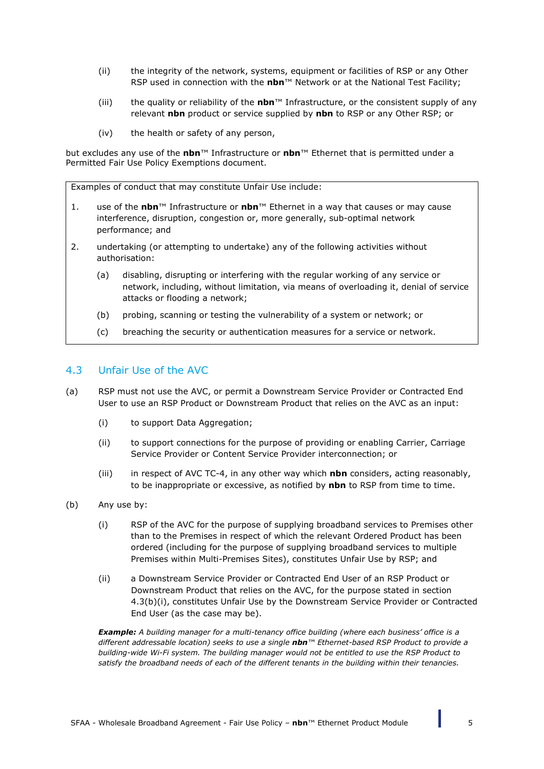(ii) the integrity of the network, systems, equipment or facilities of RSP or any Other RSP used in connection with the **nbn**™ Network or at the National Test Facility;

(iii) the quality or reliability of the **nbn**™ Infrastructure, or the consistent supply of any relevant **nbn** product or service supplied by **nbn** to RSP or any Other RSP; or

(iv) the health or safety of any person,

but excludes any use of the **nbn**™ Infrastructure or **nbn**™ Ethernet that is permitted under a Permitted Fair Use Policy Exemptions document.

> Examples of conduct that may constitute Unfair Use include:
>
> 1. use of the **nbn**™ Infrastructure or **nbn**™ Ethernet in a way that causes or may cause interference, disruption, congestion or, more generally, sub-optimal network performance; and
> 2. undertaking (or attempting to undertake) any of the following activities without authorisation:
>    (a) disabling, disrupting or interfering with the regular working of any service or network, including, without limitation, via means of overloading it, denial of service attacks or flooding a network;
>    (b) probing, scanning or testing the vulnerability of a system or network; or
>    (c) breaching the security or authentication measures for a service or network.

## 4.3 Unfair Use of the AVC

(a) RSP must not use the AVC, or permit a Downstream Service Provider or Contracted End User to use an RSP Product or Downstream Product that relies on the AVC as an input:

(i) to support Data Aggregation;

(ii) to support connections for the purpose of providing or enabling Carrier, Carriage Service Provider or Content Service Provider interconnection; or

(iii) in respect of AVC TC-4, in any other way which **nbn** considers, acting reasonably, to be inappropriate or excessive, as notified by **nbn** to RSP from time to time.

(b) Any use by:

(i) RSP of the AVC for the purpose of supplying broadband services to Premises other than to the Premises in respect of which the relevant Ordered Product has been ordered (including for the purpose of supplying broadband services to multiple Premises within Multi-Premises Sites), constitutes Unfair Use by RSP; and

(ii) a Downstream Service Provider or Contracted End User of an RSP Product or Downstream Product that relies on the AVC, for the purpose stated in section 4.3(b)(i), constitutes Unfair Use by the Downstream Service Provider or Contracted End User (as the case may be).

***Example:*** *A building manager for a multi-tenancy office building (where each business' office is a different addressable location) seeks to use a single **nbn**™ Ethernet-based RSP Product to provide a building-wide Wi-Fi system. The building manager would not be entitled to use the RSP Product to satisfy the broadband needs of each of the different tenants in the building within their tenancies.*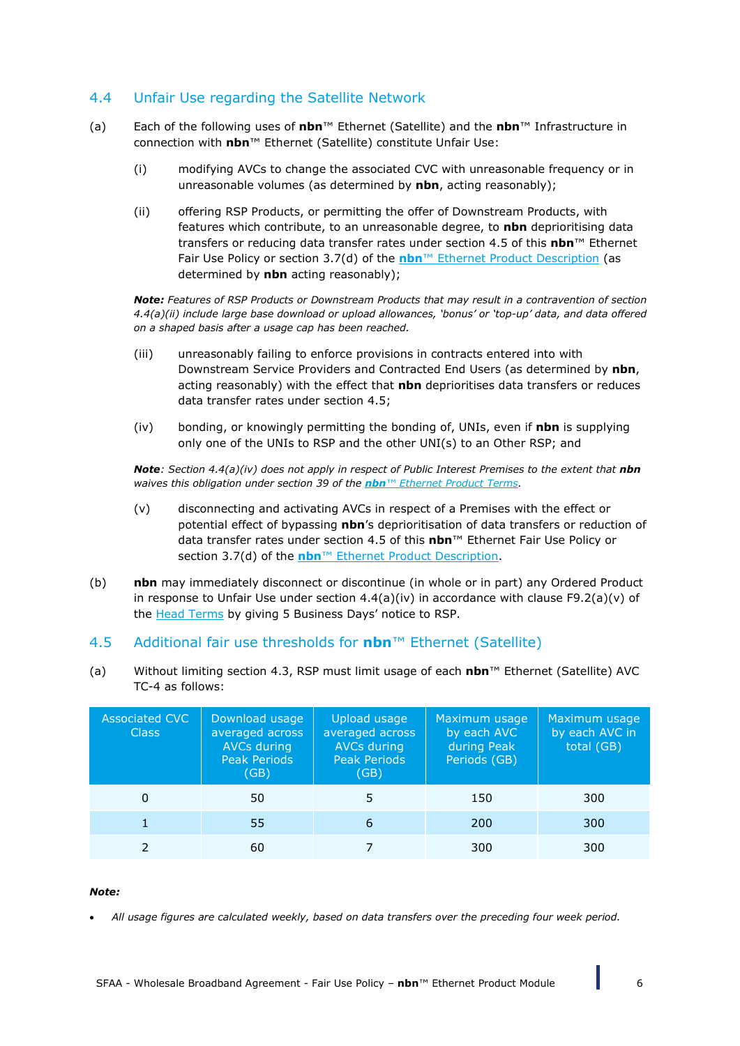## 4.4 Unfair Use regarding the Satellite Network

(a) Each of the following uses of **nbn**™ Ethernet (Satellite) and the **nbn**™ Infrastructure in connection with **nbn**™ Ethernet (Satellite) constitute Unfair Use:

(i) modifying AVCs to change the associated CVC with unreasonable frequency or in unreasonable volumes (as determined by **nbn**, acting reasonably);

(ii) offering RSP Products, or permitting the offer of Downstream Products, with features which contribute, to an unreasonable degree, to **nbn** deprioritising data transfers or reducing data transfer rates under section 4.5 of this **nbn**™ Ethernet Fair Use Policy or section 3.7(d) of the **nbn**™ Ethernet Product Description (as determined by **nbn** acting reasonably);

***Note:*** *Features of RSP Products or Downstream Products that may result in a contravention of section 4.4(a)(ii) include large base download or upload allowances, 'bonus' or 'top-up' data, and data offered on a shaped basis after a usage cap has been reached.*

(iii) unreasonably failing to enforce provisions in contracts entered into with Downstream Service Providers and Contracted End Users (as determined by **nbn**, acting reasonably) with the effect that **nbn** deprioritises data transfers or reduces data transfer rates under section 4.5;

(iv) bonding, or knowingly permitting the bonding of, UNIs, even if **nbn** is supplying only one of the UNIs to RSP and the other UNI(s) to an Other RSP; and

***Note****: Section 4.4(a)(iv) does not apply in respect of Public Interest Premises to the extent that* ***nbn*** *waives this obligation under section 39 of the* ***nbn****™ Ethernet Product Terms.*

(v) disconnecting and activating AVCs in respect of a Premises with the effect or potential effect of bypassing **nbn**'s deprioritisation of data transfers or reduction of data transfer rates under section 4.5 of this **nbn**™ Ethernet Fair Use Policy or section 3.7(d) of the **nbn**™ Ethernet Product Description.

(b) **nbn** may immediately disconnect or discontinue (in whole or in part) any Ordered Product in response to Unfair Use under section 4.4(a)(iv) in accordance with clause F9.2(a)(v) of the Head Terms by giving 5 Business Days' notice to RSP.

## 4.5 Additional fair use thresholds for nbn™ Ethernet (Satellite)

(a) Without limiting section 4.3, RSP must limit usage of each **nbn**™ Ethernet (Satellite) AVC TC-4 as follows:

| Associated CVC Class | Download usage averaged across AVCs during Peak Periods (GB) | Upload usage averaged across AVCs during Peak Periods (GB) | Maximum usage by each AVC during Peak Periods (GB) | Maximum usage by each AVC in total (GB) |
|---|---|---|---|---|
| 0 | 50 | 5 | 150 | 300 |
| 1 | 55 | 6 | 200 | 300 |
| 2 | 60 | 7 | 300 | 300 |

***Note:***

- *All usage figures are calculated weekly, based on data transfers over the preceding four week period.*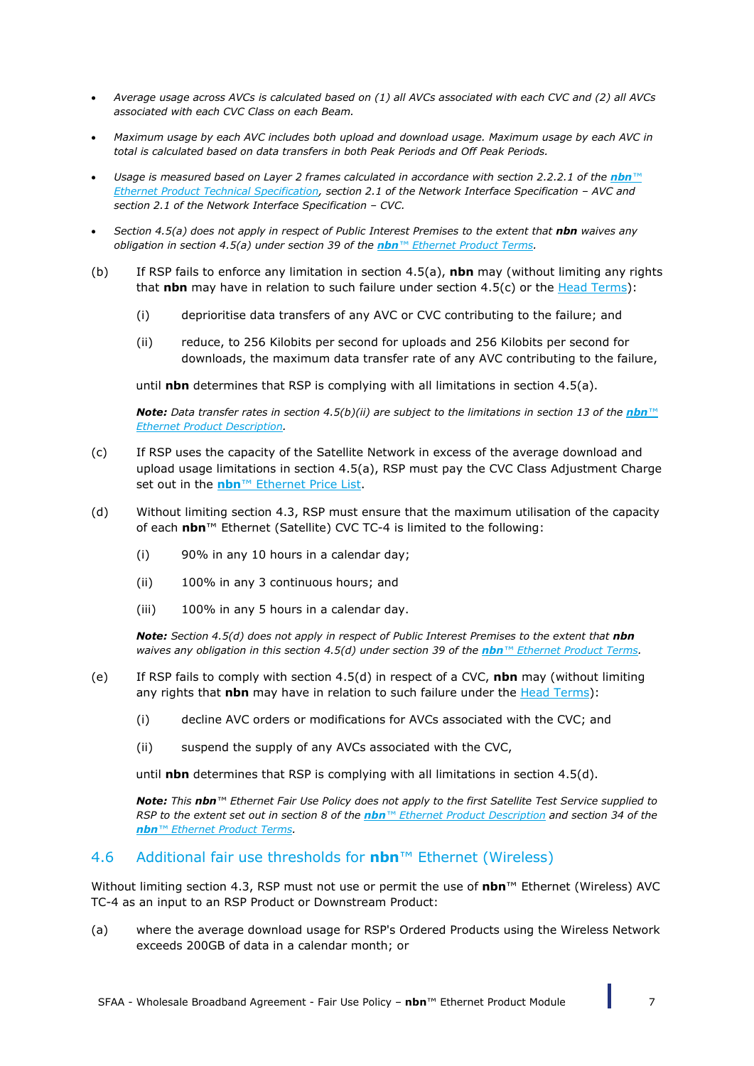- *Average usage across AVCs is calculated based on (1) all AVCs associated with each CVC and (2) all AVCs associated with each CVC Class on each Beam.*
- *Maximum usage by each AVC includes both upload and download usage. Maximum usage by each AVC in total is calculated based on data transfers in both Peak Periods and Off Peak Periods.*
- *Usage is measured based on Layer 2 frames calculated in accordance with section 2.2.2.1 of the **nbn**™ Ethernet Product Technical Specification, section 2.1 of the Network Interface Specification – AVC and section 2.1 of the Network Interface Specification – CVC.*
- *Section 4.5(a) does not apply in respect of Public Interest Premises to the extent that **nbn** waives any obligation in section 4.5(a) under section 39 of the **nbn**™ Ethernet Product Terms.*

(b) If RSP fails to enforce any limitation in section 4.5(a), **nbn** may (without limiting any rights that **nbn** may have in relation to such failure under section 4.5(c) or the Head Terms):

(i) deprioritise data transfers of any AVC or CVC contributing to the failure; and

(ii) reduce, to 256 Kilobits per second for uploads and 256 Kilobits per second for downloads, the maximum data transfer rate of any AVC contributing to the failure,

until **nbn** determines that RSP is complying with all limitations in section 4.5(a).

***Note:*** *Data transfer rates in section 4.5(b)(ii) are subject to the limitations in section 13 of the **nbn**™ Ethernet Product Description.*

(c) If RSP uses the capacity of the Satellite Network in excess of the average download and upload usage limitations in section 4.5(a), RSP must pay the CVC Class Adjustment Charge set out in the **nbn**™ Ethernet Price List.

(d) Without limiting section 4.3, RSP must ensure that the maximum utilisation of the capacity of each **nbn**™ Ethernet (Satellite) CVC TC-4 is limited to the following:

(i) 90% in any 10 hours in a calendar day;

(ii) 100% in any 3 continuous hours; and

(iii) 100% in any 5 hours in a calendar day.

***Note:*** *Section 4.5(d) does not apply in respect of Public Interest Premises to the extent that **nbn** waives any obligation in this section 4.5(d) under section 39 of the **nbn**™ Ethernet Product Terms.*

(e) If RSP fails to comply with section 4.5(d) in respect of a CVC, **nbn** may (without limiting any rights that **nbn** may have in relation to such failure under the Head Terms):

(i) decline AVC orders or modifications for AVCs associated with the CVC; and

(ii) suspend the supply of any AVCs associated with the CVC,

until **nbn** determines that RSP is complying with all limitations in section 4.5(d).

***Note:*** *This **nbn**™ Ethernet Fair Use Policy does not apply to the first Satellite Test Service supplied to RSP to the extent set out in section 8 of the **nbn**™ Ethernet Product Description and section 34 of the **nbn**™ Ethernet Product Terms.*

## 4.6 Additional fair use thresholds for **nbn**™ Ethernet (Wireless)

Without limiting section 4.3, RSP must not use or permit the use of **nbn**™ Ethernet (Wireless) AVC TC-4 as an input to an RSP Product or Downstream Product:

(a) where the average download usage for RSP's Ordered Products using the Wireless Network exceeds 200GB of data in a calendar month; or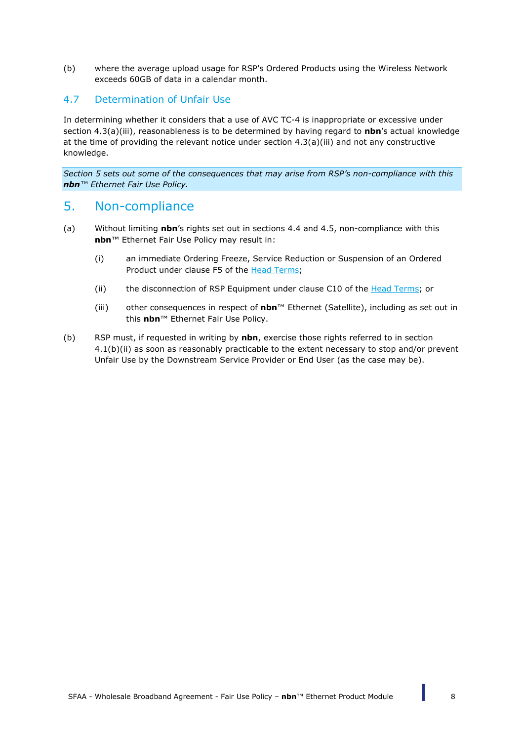(b) where the average upload usage for RSP's Ordered Products using the Wireless Network exceeds 60GB of data in a calendar month.

## 4.7 Determination of Unfair Use

In determining whether it considers that a use of AVC TC-4 is inappropriate or excessive under section 4.3(a)(iii), reasonableness is to be determined by having regard to **nbn**'s actual knowledge at the time of providing the relevant notice under section 4.3(a)(iii) and not any constructive knowledge.

*Section 5 sets out some of the consequences that may arise from RSP's non-compliance with this* ***nbn****™ Ethernet Fair Use Policy.*

# 5. Non-compliance

(a) Without limiting **nbn**'s rights set out in sections 4.4 and 4.5, non-compliance with this **nbn**™ Ethernet Fair Use Policy may result in:

  (i) an immediate Ordering Freeze, Service Reduction or Suspension of an Ordered Product under clause F5 of the Head Terms;

  (ii) the disconnection of RSP Equipment under clause C10 of the Head Terms; or

  (iii) other consequences in respect of **nbn**™ Ethernet (Satellite), including as set out in this **nbn**™ Ethernet Fair Use Policy.

(b) RSP must, if requested in writing by **nbn**, exercise those rights referred to in section 4.1(b)(ii) as soon as reasonably practicable to the extent necessary to stop and/or prevent Unfair Use by the Downstream Service Provider or End User (as the case may be).